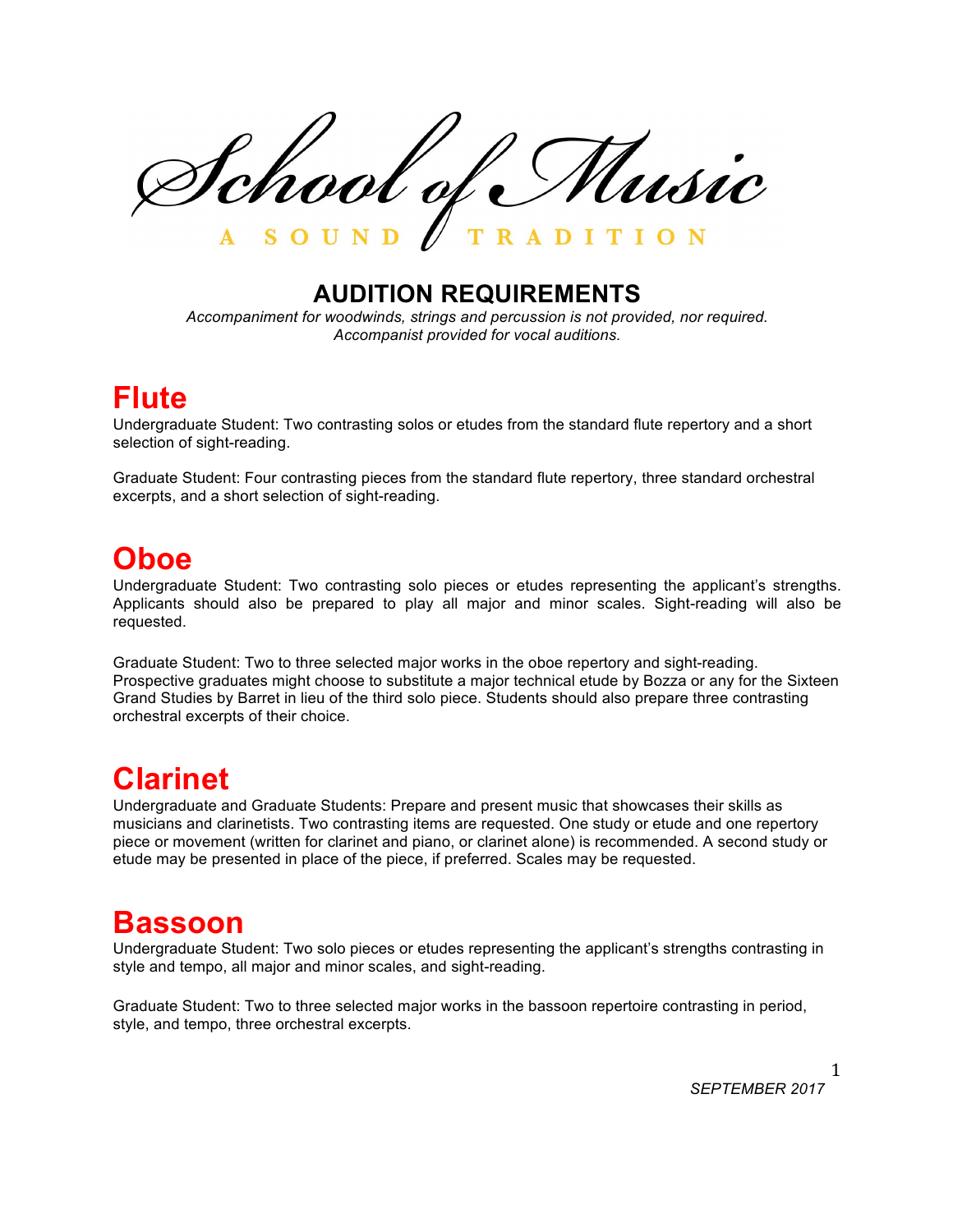School of Music

A SOUND TRADITION

## AUDITION REQUIREMENTS

*Accompaniment for woodwinds, strings and percussion is not provided, nor required.*
*Accompanist provided for vocal auditions.*

# Flute

Undergraduate Student: Two contrasting solos or etudes from the standard flute repertory and a short selection of sight-reading.

Graduate Student: Four contrasting pieces from the standard flute repertory, three standard orchestral excerpts, and a short selection of sight-reading.

# Oboe

Undergraduate Student: Two contrasting solo pieces or etudes representing the applicant's strengths. Applicants should also be prepared to play all major and minor scales. Sight-reading will also be requested.

Graduate Student: Two to three selected major works in the oboe repertory and sight-reading. Prospective graduates might choose to substitute a major technical etude by Bozza or any for the Sixteen Grand Studies by Barret in lieu of the third solo piece. Students should also prepare three contrasting orchestral excerpts of their choice.

# Clarinet

Undergraduate and Graduate Students: Prepare and present music that showcases their skills as musicians and clarinetists. Two contrasting items are requested. One study or etude and one repertory piece or movement (written for clarinet and piano, or clarinet alone) is recommended. A second study or etude may be presented in place of the piece, if preferred. Scales may be requested.

# Bassoon

Undergraduate Student: Two solo pieces or etudes representing the applicant's strengths contrasting in style and tempo, all major and minor scales, and sight-reading.

Graduate Student: Two to three selected major works in the bassoon repertoire contrasting in period, style, and tempo, three orchestral excerpts.

*SEPTEMBER 2017*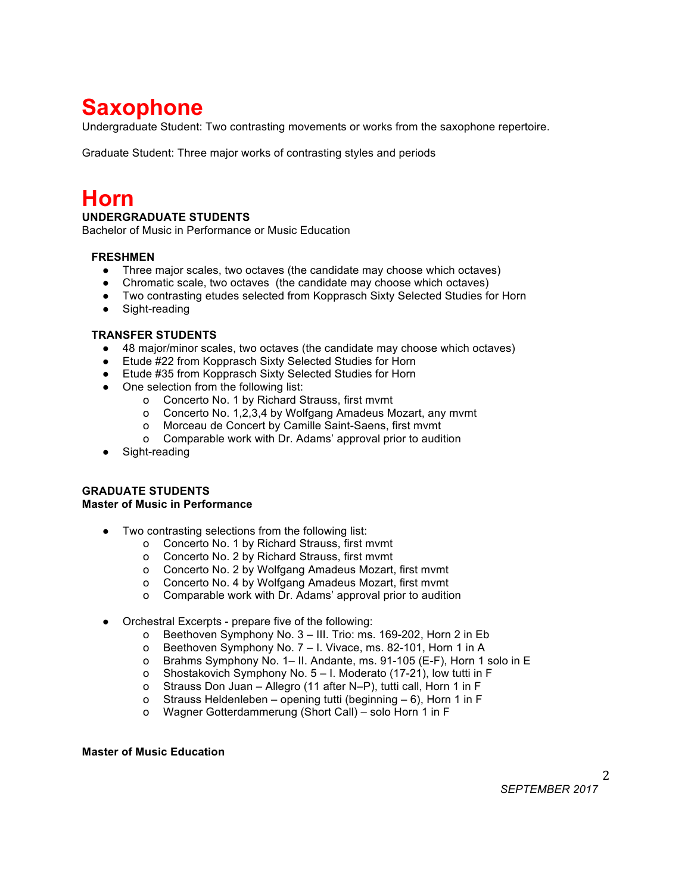# Saxophone

Undergraduate Student: Two contrasting movements or works from the saxophone repertoire.

Graduate Student: Three major works of contrasting styles and periods

# Horn

**UNDERGRADUATE STUDENTS**

Bachelor of Music in Performance or Music Education

**FRESHMEN**

- Three major scales, two octaves (the candidate may choose which octaves)
- Chromatic scale, two octaves (the candidate may choose which octaves)
- Two contrasting etudes selected from Kopprasch Sixty Selected Studies for Horn
- Sight-reading

**TRANSFER STUDENTS**

- 48 major/minor scales, two octaves (the candidate may choose which octaves)
- Etude #22 from Kopprasch Sixty Selected Studies for Horn
- Etude #35 from Kopprasch Sixty Selected Studies for Horn
- One selection from the following list:
    - Concerto No. 1 by Richard Strauss, first mvmt
    - Concerto No. 1,2,3,4 by Wolfgang Amadeus Mozart, any mvmt
    - Morceau de Concert by Camille Saint-Saens, first mvmt
    - Comparable work with Dr. Adams' approval prior to audition
- Sight-reading

**GRADUATE STUDENTS**

**Master of Music in Performance**

- Two contrasting selections from the following list:
    - Concerto No. 1 by Richard Strauss, first mvmt
    - Concerto No. 2 by Richard Strauss, first mvmt
    - Concerto No. 2 by Wolfgang Amadeus Mozart, first mvmt
    - Concerto No. 4 by Wolfgang Amadeus Mozart, first mvmt
    - Comparable work with Dr. Adams' approval prior to audition

- Orchestral Excerpts - prepare five of the following:
    - Beethoven Symphony No. 3 – III. Trio: ms. 169-202, Horn 2 in Eb
    - Beethoven Symphony No. 7 – I. Vivace, ms. 82-101, Horn 1 in A
    - Brahms Symphony No. 1– II. Andante, ms. 91-105 (E-F), Horn 1 solo in E
    - Shostakovich Symphony No. 5 – I. Moderato (17-21), low tutti in F
    - Strauss Don Juan – Allegro (11 after N–P), tutti call, Horn 1 in F
    - Strauss Heldenleben – opening tutti (beginning – 6), Horn 1 in F
    - Wagner Gotterdammerung (Short Call) – solo Horn 1 in F

**Master of Music Education**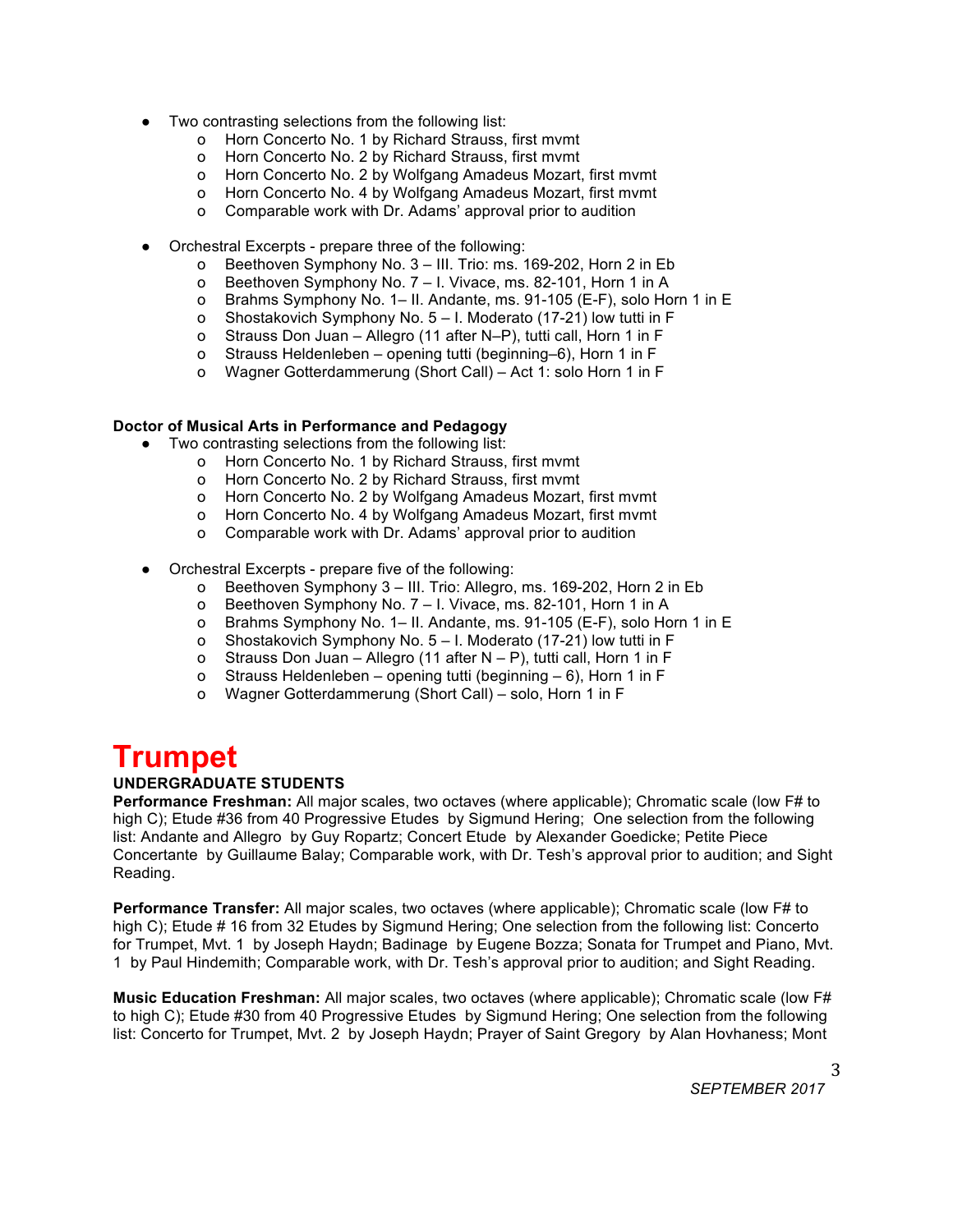- Two contrasting selections from the following list:
    - Horn Concerto No. 1 by Richard Strauss, first mvmt
    - Horn Concerto No. 2 by Richard Strauss, first mvmt
    - Horn Concerto No. 2 by Wolfgang Amadeus Mozart, first mvmt
    - Horn Concerto No. 4 by Wolfgang Amadeus Mozart, first mvmt
    - Comparable work with Dr. Adams' approval prior to audition

- Orchestral Excerpts - prepare three of the following:
    - Beethoven Symphony No. 3 – III. Trio: ms. 169-202, Horn 2 in Eb
    - Beethoven Symphony No. 7 – I. Vivace, ms. 82-101, Horn 1 in A
    - Brahms Symphony No. 1– II. Andante, ms. 91-105 (E-F), solo Horn 1 in E
    - Shostakovich Symphony No. 5 – I. Moderato (17-21) low tutti in F
    - Strauss Don Juan – Allegro (11 after N–P), tutti call, Horn 1 in F
    - Strauss Heldenleben – opening tutti (beginning–6), Horn 1 in F
    - Wagner Gotterdammerung (Short Call) – Act 1: solo Horn 1 in F

**Doctor of Musical Arts in Performance and Pedagogy**

- Two contrasting selections from the following list:
    - Horn Concerto No. 1 by Richard Strauss, first mvmt
    - Horn Concerto No. 2 by Richard Strauss, first mvmt
    - Horn Concerto No. 2 by Wolfgang Amadeus Mozart, first mvmt
    - Horn Concerto No. 4 by Wolfgang Amadeus Mozart, first mvmt
    - Comparable work with Dr. Adams' approval prior to audition

- Orchestral Excerpts - prepare five of the following:
    - Beethoven Symphony 3 – III. Trio: Allegro, ms. 169-202, Horn 2 in Eb
    - Beethoven Symphony No. 7 – I. Vivace, ms. 82-101, Horn 1 in A
    - Brahms Symphony No. 1– II. Andante, ms. 91-105 (E-F), solo Horn 1 in E
    - Shostakovich Symphony No. 5 – I. Moderato (17-21) low tutti in F
    - Strauss Don Juan – Allegro (11 after N – P), tutti call, Horn 1 in F
    - Strauss Heldenleben – opening tutti (beginning – 6), Horn 1 in F
    - Wagner Gotterdammerung (Short Call) – solo, Horn 1 in F

# Trumpet

**UNDERGRADUATE STUDENTS**

**Performance Freshman:** All major scales, two octaves (where applicable); Chromatic scale (low F# to high C); Etude #36 from 40 Progressive Etudes by Sigmund Hering; One selection from the following list: Andante and Allegro by Guy Ropartz; Concert Etude by Alexander Goedicke; Petite Piece Concertante by Guillaume Balay; Comparable work, with Dr. Tesh's approval prior to audition; and Sight Reading.

**Performance Transfer:** All major scales, two octaves (where applicable); Chromatic scale (low F# to high C); Etude # 16 from 32 Etudes by Sigmund Hering; One selection from the following list: Concerto for Trumpet, Mvt. 1 by Joseph Haydn; Badinage by Eugene Bozza; Sonata for Trumpet and Piano, Mvt. 1 by Paul Hindemith; Comparable work, with Dr. Tesh's approval prior to audition; and Sight Reading.

**Music Education Freshman:** All major scales, two octaves (where applicable); Chromatic scale (low F# to high C); Etude #30 from 40 Progressive Etudes by Sigmund Hering; One selection from the following list: Concerto for Trumpet, Mvt. 2 by Joseph Haydn; Prayer of Saint Gregory by Alan Hovhaness; Mont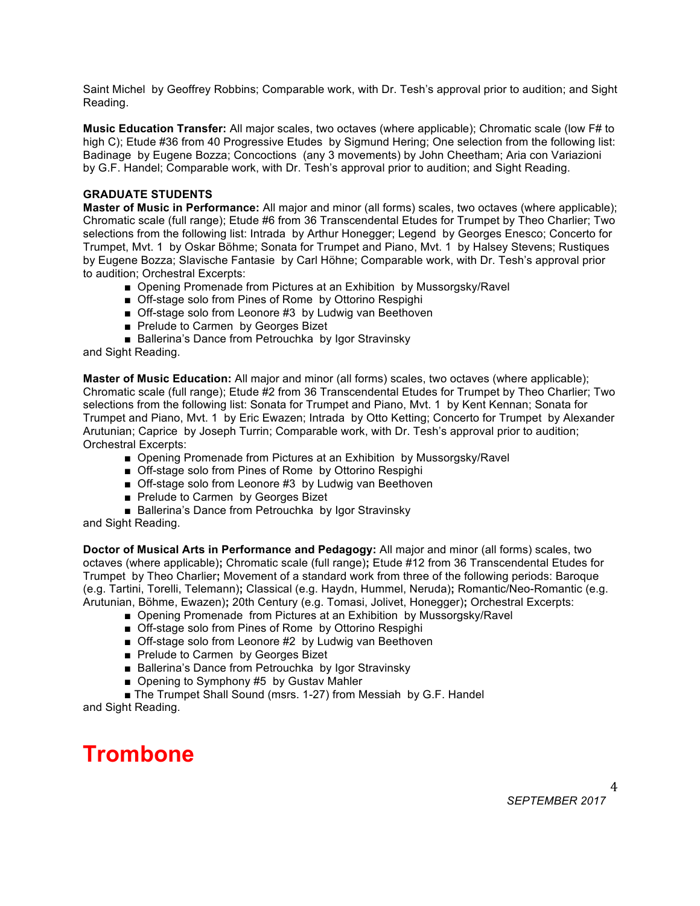Saint Michel by Geoffrey Robbins; Comparable work, with Dr. Tesh's approval prior to audition; and Sight Reading.

**Music Education Transfer:** All major scales, two octaves (where applicable); Chromatic scale (low F# to high C); Etude #36 from 40 Progressive Etudes by Sigmund Hering; One selection from the following list: Badinage by Eugene Bozza; Concoctions (any 3 movements) by John Cheetham; Aria con Variazioni by G.F. Handel; Comparable work, with Dr. Tesh's approval prior to audition; and Sight Reading.

**GRADUATE STUDENTS**

**Master of Music in Performance:** All major and minor (all forms) scales, two octaves (where applicable); Chromatic scale (full range); Etude #6 from 36 Transcendental Etudes for Trumpet by Theo Charlier; Two selections from the following list: Intrada by Arthur Honegger; Legend by Georges Enesco; Concerto for Trumpet, Mvt. 1 by Oskar Böhme; Sonata for Trumpet and Piano, Mvt. 1 by Halsey Stevens; Rustiques by Eugene Bozza; Slavische Fantasie by Carl Höhne; Comparable work, with Dr. Tesh's approval prior to audition; Orchestral Excerpts:

- Opening Promenade from Pictures at an Exhibition by Mussorgsky/Ravel
- Off-stage solo from Pines of Rome by Ottorino Respighi
- Off-stage solo from Leonore #3 by Ludwig van Beethoven
- Prelude to Carmen by Georges Bizet
- Ballerina's Dance from Petrouchka by Igor Stravinsky

and Sight Reading.

**Master of Music Education:** All major and minor (all forms) scales, two octaves (where applicable); Chromatic scale (full range); Etude #2 from 36 Transcendental Etudes for Trumpet by Theo Charlier; Two selections from the following list: Sonata for Trumpet and Piano, Mvt. 1 by Kent Kennan; Sonata for Trumpet and Piano, Mvt. 1 by Eric Ewazen; Intrada by Otto Ketting; Concerto for Trumpet by Alexander Arutunian; Caprice by Joseph Turrin; Comparable work, with Dr. Tesh's approval prior to audition; Orchestral Excerpts:

- Opening Promenade from Pictures at an Exhibition by Mussorgsky/Ravel
- Off-stage solo from Pines of Rome by Ottorino Respighi
- Off-stage solo from Leonore #3 by Ludwig van Beethoven
- Prelude to Carmen by Georges Bizet
- Ballerina's Dance from Petrouchka by Igor Stravinsky

and Sight Reading.

**Doctor of Musical Arts in Performance and Pedagogy:** All major and minor (all forms) scales, two octaves (where applicable)**;** Chromatic scale (full range)**;** Etude #12 from 36 Transcendental Etudes for Trumpet by Theo Charlier**;** Movement of a standard work from three of the following periods: Baroque (e.g. Tartini, Torelli, Telemann)**;** Classical (e.g. Haydn, Hummel, Neruda)**;** Romantic/Neo-Romantic (e.g. Arutunian, Böhme, Ewazen)**;** 20th Century (e.g. Tomasi, Jolivet, Honegger)**;** Orchestral Excerpts:

- Opening Promenade from Pictures at an Exhibition by Mussorgsky/Ravel
- Off-stage solo from Pines of Rome by Ottorino Respighi
- Off-stage solo from Leonore #2 by Ludwig van Beethoven
- Prelude to Carmen by Georges Bizet
- Ballerina's Dance from Petrouchka by Igor Stravinsky
- Opening to Symphony #5 by Gustav Mahler
- The Trumpet Shall Sound (msrs. 1-27) from Messiah by G.F. Handel

and Sight Reading.

# Trombone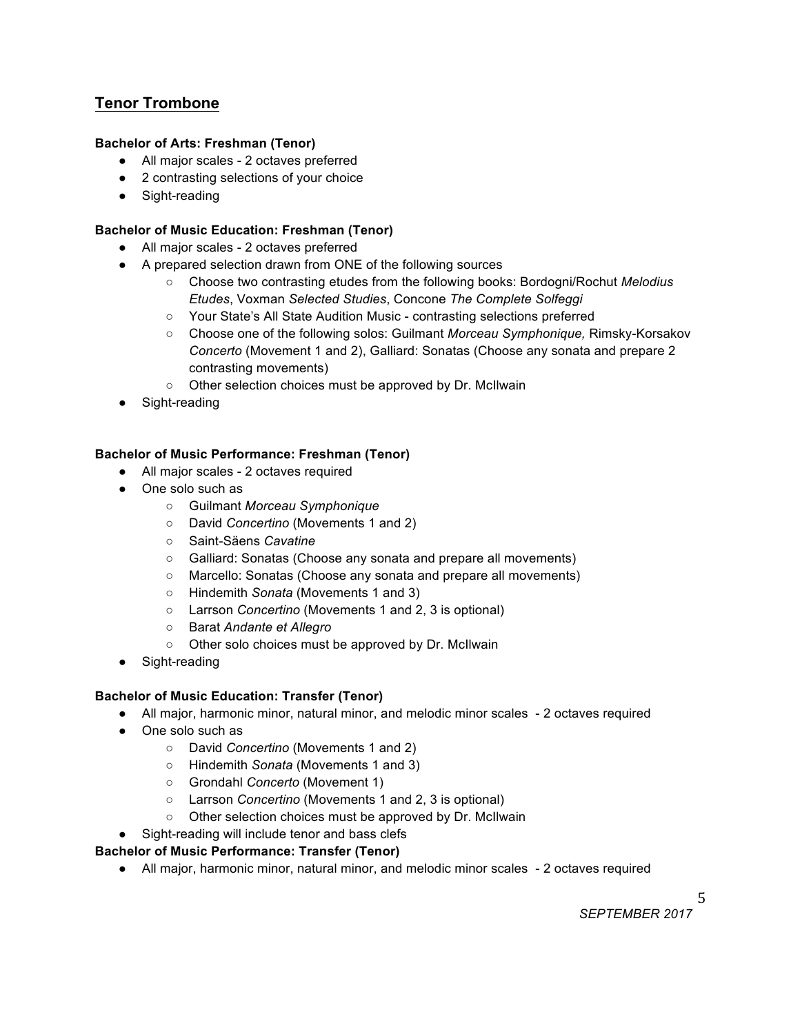## Tenor Trombone

**Bachelor of Arts: Freshman (Tenor)**

- All major scales - 2 octaves preferred
- 2 contrasting selections of your choice
- Sight-reading

**Bachelor of Music Education: Freshman (Tenor)**

- All major scales - 2 octaves preferred
- A prepared selection drawn from ONE of the following sources
    - Choose two contrasting etudes from the following books: Bordogni/Rochut *Melodius Etudes*, Voxman *Selected Studies*, Concone *The Complete Solfeggi*
    - Your State's All State Audition Music - contrasting selections preferred
    - Choose one of the following solos: Guilmant *Morceau Symphonique,* Rimsky-Korsakov *Concerto* (Movement 1 and 2), Galliard: Sonatas (Choose any sonata and prepare 2 contrasting movements)
    - Other selection choices must be approved by Dr. McIlwain
- Sight-reading

**Bachelor of Music Performance: Freshman (Tenor)**

- All major scales - 2 octaves required
- One solo such as
    - Guilmant *Morceau Symphonique*
    - David *Concertino* (Movements 1 and 2)
    - Saint-Säens *Cavatine*
    - Galliard: Sonatas (Choose any sonata and prepare all movements)
    - Marcello: Sonatas (Choose any sonata and prepare all movements)
    - Hindemith *Sonata* (Movements 1 and 3)
    - Larrson *Concertino* (Movements 1 and 2, 3 is optional)
    - Barat *Andante et Allegro*
    - Other solo choices must be approved by Dr. McIlwain
- Sight-reading

**Bachelor of Music Education: Transfer (Tenor)**

- All major, harmonic minor, natural minor, and melodic minor scales - 2 octaves required
- One solo such as
    - David *Concertino* (Movements 1 and 2)
    - Hindemith *Sonata* (Movements 1 and 3)
    - Grondahl *Concerto* (Movement 1)
    - Larrson *Concertino* (Movements 1 and 2, 3 is optional)
    - Other selection choices must be approved by Dr. McIlwain
- Sight-reading will include tenor and bass clefs

**Bachelor of Music Performance: Transfer (Tenor)**

- All major, harmonic minor, natural minor, and melodic minor scales - 2 octaves required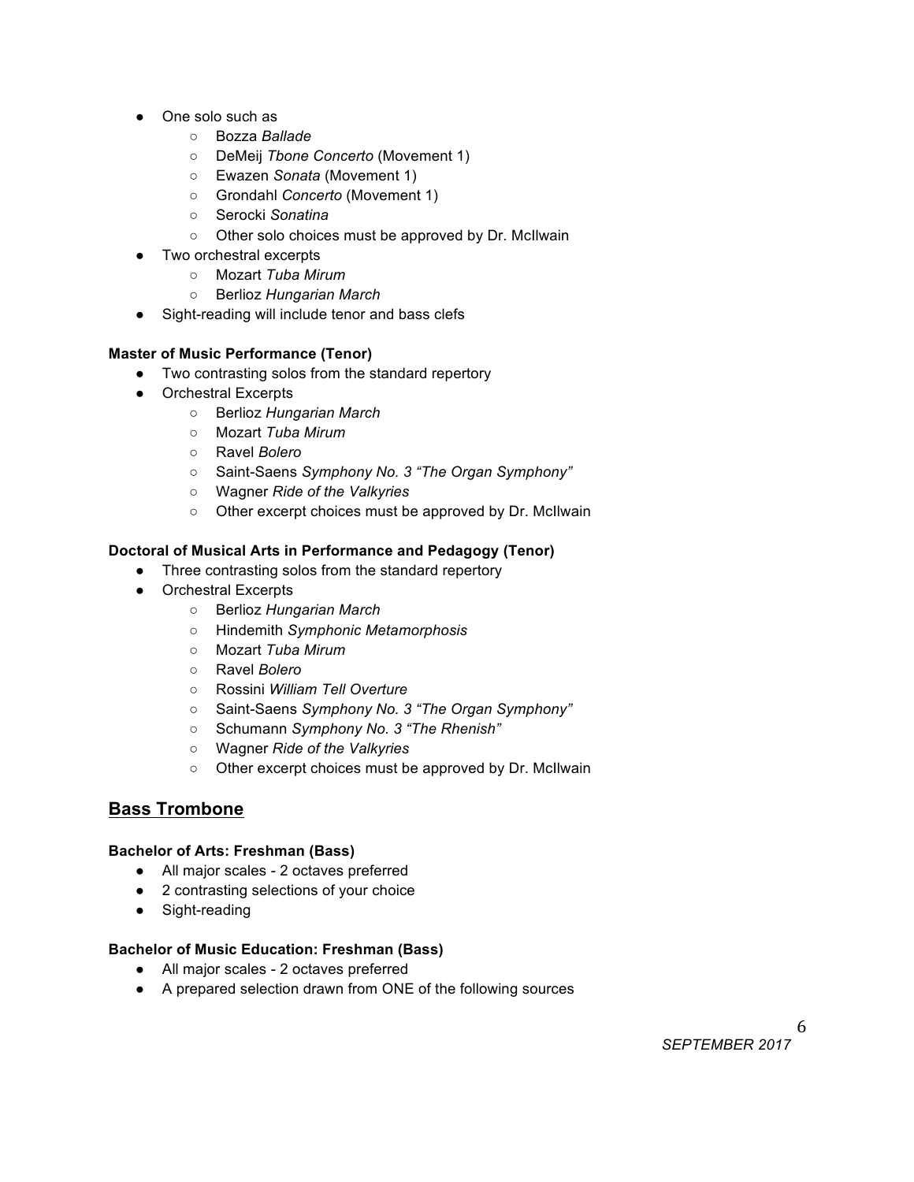- One solo such as
    - Bozza *Ballade*
    - DeMeij *Tbone Concerto* (Movement 1)
    - Ewazen *Sonata* (Movement 1)
    - Grondahl *Concerto* (Movement 1)
    - Serocki *Sonatina*
    - Other solo choices must be approved by Dr. McIlwain
- Two orchestral excerpts
    - Mozart *Tuba Mirum*
    - Berlioz *Hungarian March*
- Sight-reading will include tenor and bass clefs

**Master of Music Performance (Tenor)**

- Two contrasting solos from the standard repertory
- Orchestral Excerpts
    - Berlioz *Hungarian March*
    - Mozart *Tuba Mirum*
    - Ravel *Bolero*
    - Saint-Saens *Symphony No. 3 "The Organ Symphony"*
    - Wagner *Ride of the Valkyries*
    - Other excerpt choices must be approved by Dr. McIlwain

**Doctoral of Musical Arts in Performance and Pedagogy (Tenor)**

- Three contrasting solos from the standard repertory
- Orchestral Excerpts
    - Berlioz *Hungarian March*
    - Hindemith *Symphonic Metamorphosis*
    - Mozart *Tuba Mirum*
    - Ravel *Bolero*
    - Rossini *William Tell Overture*
    - Saint-Saens *Symphony No. 3 "The Organ Symphony"*
    - Schumann *Symphony No. 3 "The Rhenish"*
    - Wagner *Ride of the Valkyries*
    - Other excerpt choices must be approved by Dr. McIlwain

## Bass Trombone

**Bachelor of Arts: Freshman (Bass)**

- All major scales - 2 octaves preferred
- 2 contrasting selections of your choice
- Sight-reading

**Bachelor of Music Education: Freshman (Bass)**

- All major scales - 2 octaves preferred
- A prepared selection drawn from ONE of the following sources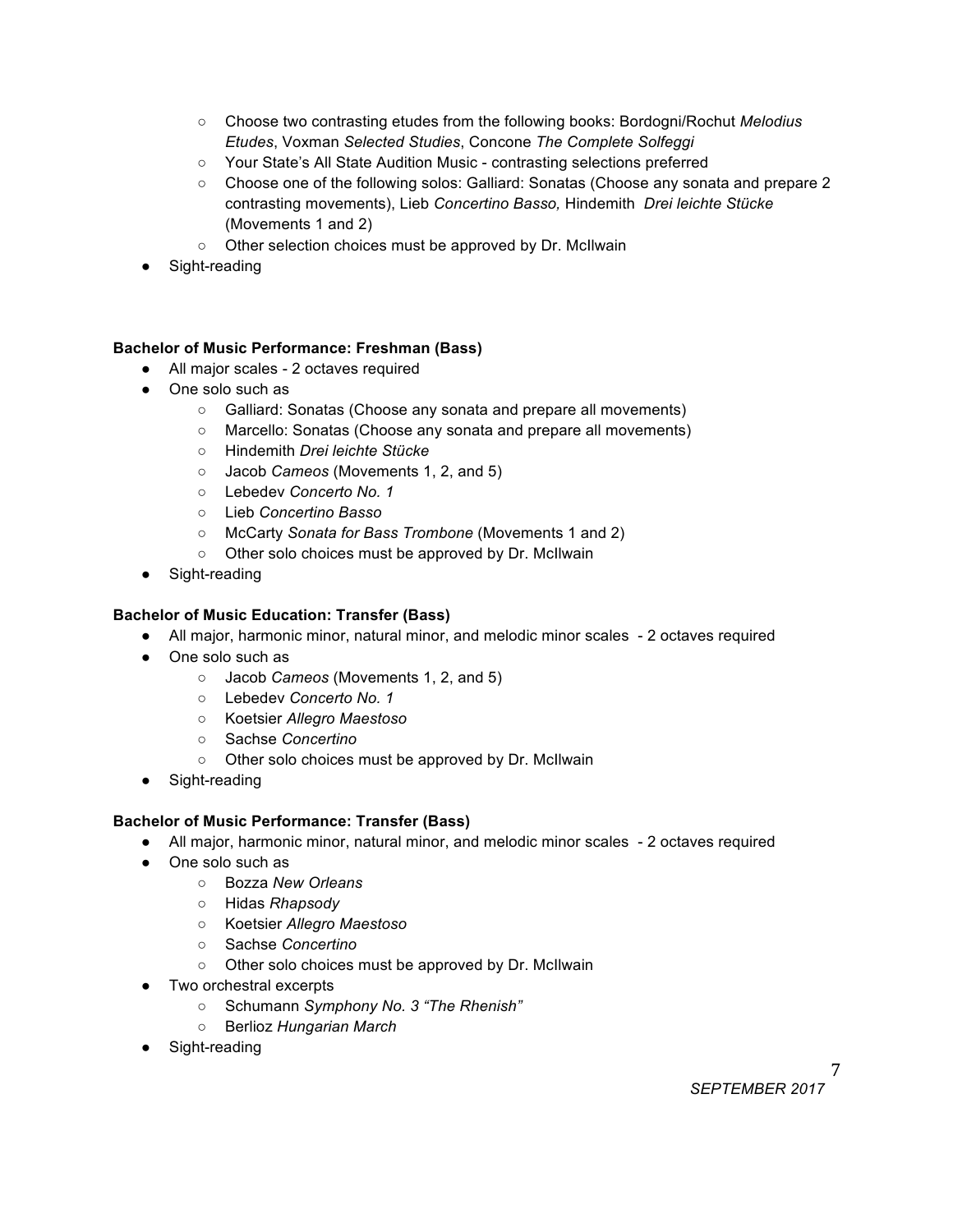- Choose two contrasting etudes from the following books: Bordogni/Rochut *Melodius Etudes*, Voxman *Selected Studies*, Concone *The Complete Solfeggi*
    - Your State's All State Audition Music - contrasting selections preferred
    - Choose one of the following solos: Galliard: Sonatas (Choose any sonata and prepare 2 contrasting movements), Lieb *Concertino Basso,* Hindemith *Drei leichte Stücke* (Movements 1 and 2)
    - Other selection choices must be approved by Dr. McIlwain
- Sight-reading

**Bachelor of Music Performance: Freshman (Bass)**

- All major scales - 2 octaves required
- One solo such as
    - Galliard: Sonatas (Choose any sonata and prepare all movements)
    - Marcello: Sonatas (Choose any sonata and prepare all movements)
    - Hindemith *Drei leichte Stücke*
    - Jacob *Cameos* (Movements 1, 2, and 5)
    - Lebedev *Concerto No. 1*
    - Lieb *Concertino Basso*
    - McCarty *Sonata for Bass Trombone* (Movements 1 and 2)
    - Other solo choices must be approved by Dr. McIlwain
- Sight-reading

**Bachelor of Music Education: Transfer (Bass)**

- All major, harmonic minor, natural minor, and melodic minor scales - 2 octaves required
- One solo such as
    - Jacob *Cameos* (Movements 1, 2, and 5)
    - Lebedev *Concerto No. 1*
    - Koetsier *Allegro Maestoso*
    - Sachse *Concertino*
    - Other solo choices must be approved by Dr. McIlwain
- Sight-reading

**Bachelor of Music Performance: Transfer (Bass)**

- All major, harmonic minor, natural minor, and melodic minor scales - 2 octaves required
- One solo such as
    - Bozza *New Orleans*
    - Hidas *Rhapsody*
    - Koetsier *Allegro Maestoso*
    - Sachse *Concertino*
    - Other solo choices must be approved by Dr. McIlwain
- Two orchestral excerpts
    - Schumann *Symphony No. 3 "The Rhenish"*
    - Berlioz *Hungarian March*
- Sight-reading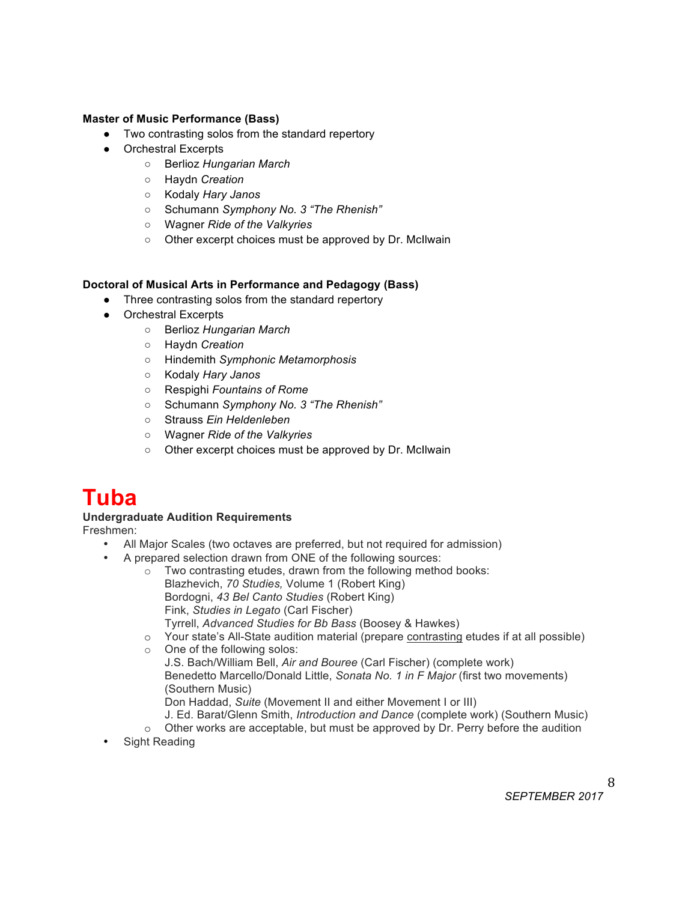**Master of Music Performance (Bass)**

- Two contrasting solos from the standard repertory
- Orchestral Excerpts
  - Berlioz *Hungarian March*
  - Haydn *Creation*
  - Kodaly *Hary Janos*
  - Schumann *Symphony No. 3 "The Rhenish"*
  - Wagner *Ride of the Valkyries*
  - Other excerpt choices must be approved by Dr. McIlwain

**Doctoral of Musical Arts in Performance and Pedagogy (Bass)**

- Three contrasting solos from the standard repertory
- Orchestral Excerpts
  - Berlioz *Hungarian March*
  - Haydn *Creation*
  - Hindemith *Symphonic Metamorphosis*
  - Kodaly *Hary Janos*
  - Respighi *Fountains of Rome*
  - Schumann *Symphony No. 3 "The Rhenish"*
  - Strauss *Ein Heldenleben*
  - Wagner *Ride of the Valkyries*
  - Other excerpt choices must be approved by Dr. McIlwain

# Tuba

**Undergraduate Audition Requirements**

Freshmen:

- All Major Scales (two octaves are preferred, but not required for admission)
- A prepared selection drawn from ONE of the following sources:
  - Two contrasting etudes, drawn from the following method books:
    Blazhevich, *70 Studies,* Volume 1 (Robert King)
    Bordogni, *43 Bel Canto Studies* (Robert King)
    Fink, *Studies in Legato* (Carl Fischer)
    Tyrrell, *Advanced Studies for Bb Bass* (Boosey & Hawkes)
  - Your state's All-State audition material (prepare contrasting etudes if at all possible)
  - One of the following solos:
    J.S. Bach/William Bell, *Air and Bouree* (Carl Fischer) (complete work)
    Benedetto Marcello/Donald Little, *Sonata No. 1 in F Major* (first two movements) (Southern Music)
    Don Haddad, *Suite* (Movement II and either Movement I or III)
    J. Ed. Barat/Glenn Smith, *Introduction and Dance* (complete work) (Southern Music)
  - Other works are acceptable, but must be approved by Dr. Perry before the audition
- Sight Reading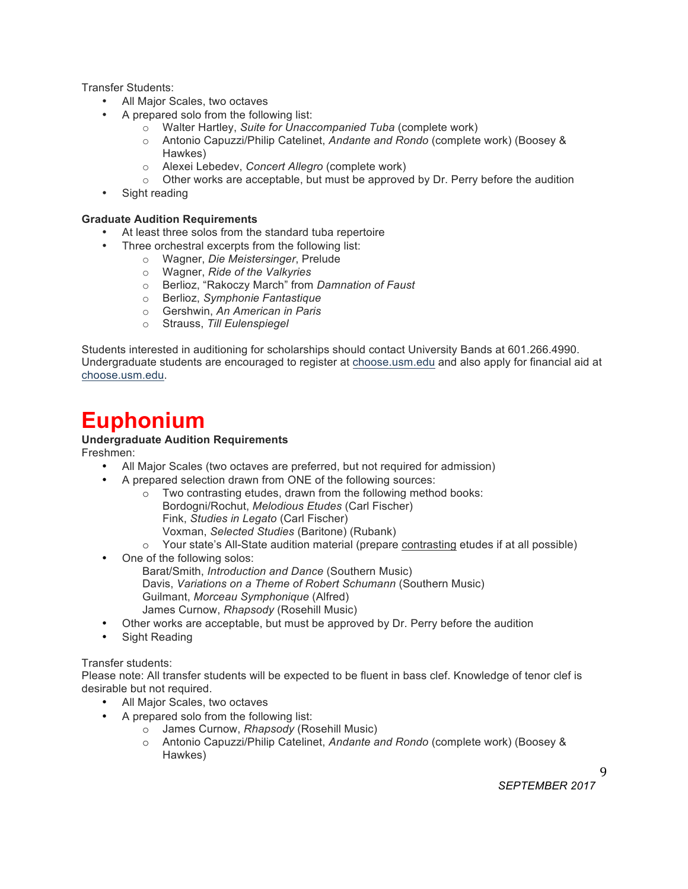Transfer Students:

- All Major Scales, two octaves
- A prepared solo from the following list:
  - Walter Hartley, *Suite for Unaccompanied Tuba* (complete work)
  - Antonio Capuzzi/Philip Catelinet, *Andante and Rondo* (complete work) (Boosey & Hawkes)
  - Alexei Lebedev, *Concert Allegro* (complete work)
  - Other works are acceptable, but must be approved by Dr. Perry before the audition
- Sight reading

**Graduate Audition Requirements**

- At least three solos from the standard tuba repertoire
- Three orchestral excerpts from the following list:
  - Wagner, *Die Meistersinger*, Prelude
  - Wagner, *Ride of the Valkyries*
  - Berlioz, "Rakoczy March" from *Damnation of Faust*
  - Berlioz, *Symphonie Fantastique*
  - Gershwin, *An American in Paris*
  - Strauss, *Till Eulenspiegel*

Students interested in auditioning for scholarships should contact University Bands at 601.266.4990. Undergraduate students are encouraged to register at choose.usm.edu and also apply for financial aid at choose.usm.edu.

# Euphonium

**Undergraduate Audition Requirements**

Freshmen:

- All Major Scales (two octaves are preferred, but not required for admission)
- A prepared selection drawn from ONE of the following sources:
  - Two contrasting etudes, drawn from the following method books:
    Bordogni/Rochut, *Melodious Etudes* (Carl Fischer)
    Fink, *Studies in Legato* (Carl Fischer)
    Voxman, *Selected Studies* (Baritone) (Rubank)
  - Your state's All-State audition material (prepare contrasting etudes if at all possible)
- One of the following solos:
  Barat/Smith, *Introduction and Dance* (Southern Music)
  Davis, *Variations on a Theme of Robert Schumann* (Southern Music)
  Guilmant, *Morceau Symphonique* (Alfred)
  James Curnow, *Rhapsody* (Rosehill Music)
- Other works are acceptable, but must be approved by Dr. Perry before the audition
- Sight Reading

Transfer students:

Please note: All transfer students will be expected to be fluent in bass clef. Knowledge of tenor clef is desirable but not required.

- All Major Scales, two octaves
- A prepared solo from the following list:
  - James Curnow, *Rhapsody* (Rosehill Music)
  - Antonio Capuzzi/Philip Catelinet, *Andante and Rondo* (complete work) (Boosey & Hawkes)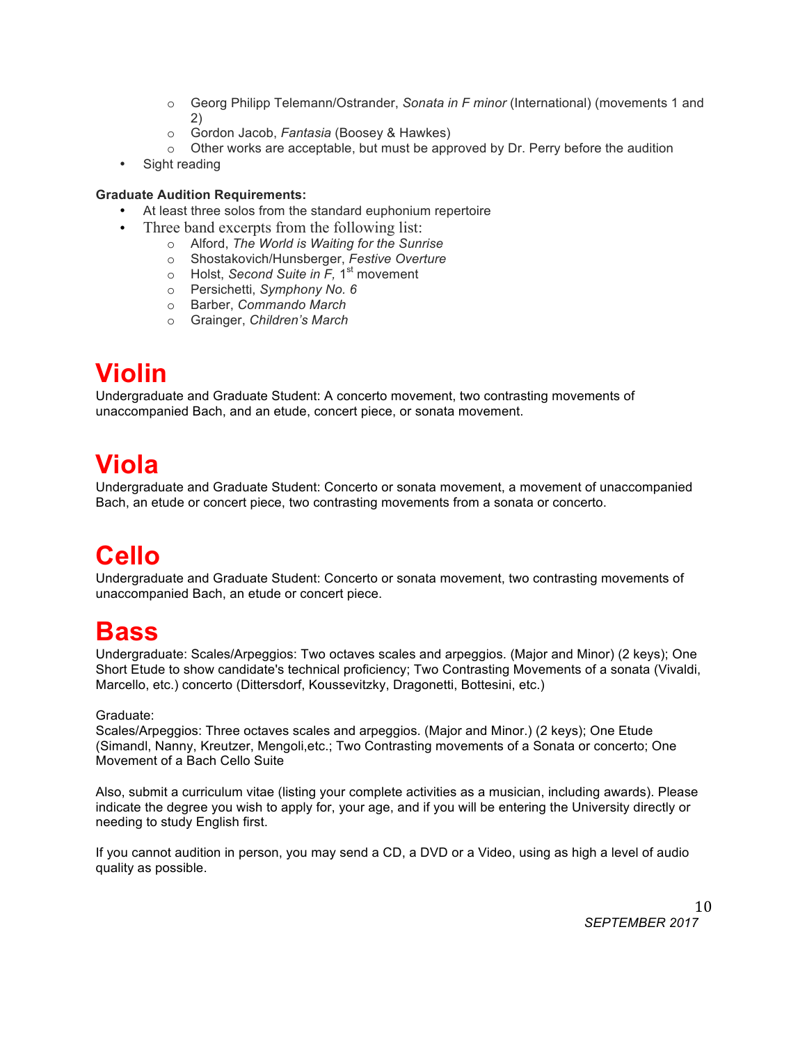- Georg Philipp Telemann/Ostrander, *Sonata in F minor* (International) (movements 1 and 2)
- Gordon Jacob, *Fantasia* (Boosey & Hawkes)
- Other works are acceptable, but must be approved by Dr. Perry before the audition

- Sight reading

**Graduate Audition Requirements:**

- At least three solos from the standard euphonium repertoire
- Three band excerpts from the following list:
  - Alford, *The World is Waiting for the Sunrise*
  - Shostakovich/Hunsberger, *Festive Overture*
  - Holst, *Second Suite in F,* 1st movement
  - Persichetti, *Symphony No. 6*
  - Barber, *Commando March*
  - Grainger, *Children's March*

# Violin

Undergraduate and Graduate Student: A concerto movement, two contrasting movements of unaccompanied Bach, and an etude, concert piece, or sonata movement.

# Viola

Undergraduate and Graduate Student: Concerto or sonata movement, a movement of unaccompanied Bach, an etude or concert piece, two contrasting movements from a sonata or concerto.

# Cello

Undergraduate and Graduate Student: Concerto or sonata movement, two contrasting movements of unaccompanied Bach, an etude or concert piece.

# Bass

Undergraduate: Scales/Arpeggios: Two octaves scales and arpeggios. (Major and Minor) (2 keys); One Short Etude to show candidate's technical proficiency; Two Contrasting Movements of a sonata (Vivaldi, Marcello, etc.) concerto (Dittersdorf, Koussevitzky, Dragonetti, Bottesini, etc.)

Graduate:
Scales/Arpeggios: Three octaves scales and arpeggios. (Major and Minor.) (2 keys); One Etude (Simandl, Nanny, Kreutzer, Mengoli,etc.; Two Contrasting movements of a Sonata or concerto; One Movement of a Bach Cello Suite

Also, submit a curriculum vitae (listing your complete activities as a musician, including awards). Please indicate the degree you wish to apply for, your age, and if you will be entering the University directly or needing to study English first.

If you cannot audition in person, you may send a CD, a DVD or a Video, using as high a level of audio quality as possible.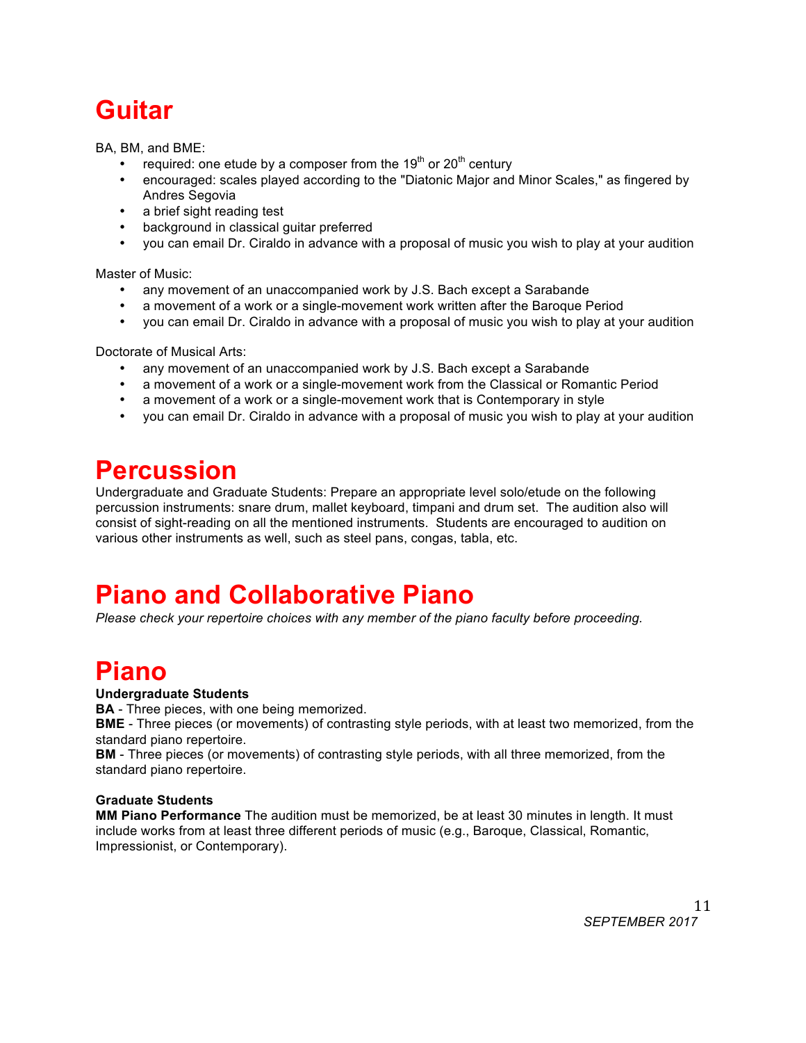# Guitar

BA, BM, and BME:

- required: one etude by a composer from the 19th or 20th century
- encouraged: scales played according to the "Diatonic Major and Minor Scales," as fingered by Andres Segovia
- a brief sight reading test
- background in classical guitar preferred
- you can email Dr. Ciraldo in advance with a proposal of music you wish to play at your audition

Master of Music:

- any movement of an unaccompanied work by J.S. Bach except a Sarabande
- a movement of a work or a single-movement work written after the Baroque Period
- you can email Dr. Ciraldo in advance with a proposal of music you wish to play at your audition

Doctorate of Musical Arts:

- any movement of an unaccompanied work by J.S. Bach except a Sarabande
- a movement of a work or a single-movement work from the Classical or Romantic Period
- a movement of a work or a single-movement work that is Contemporary in style
- you can email Dr. Ciraldo in advance with a proposal of music you wish to play at your audition

# Percussion

Undergraduate and Graduate Students: Prepare an appropriate level solo/etude on the following percussion instruments: snare drum, mallet keyboard, timpani and drum set. The audition also will consist of sight-reading on all the mentioned instruments. Students are encouraged to audition on various other instruments as well, such as steel pans, congas, tabla, etc.

# Piano and Collaborative Piano

*Please check your repertoire choices with any member of the piano faculty before proceeding.*

# Piano

**Undergraduate Students**

**BA** - Three pieces, with one being memorized.
**BME** - Three pieces (or movements) of contrasting style periods, with at least two memorized, from the standard piano repertoire.
**BM** - Three pieces (or movements) of contrasting style periods, with all three memorized, from the standard piano repertoire.

**Graduate Students**

**MM Piano Performance** The audition must be memorized, be at least 30 minutes in length. It must include works from at least three different periods of music (e.g., Baroque, Classical, Romantic, Impressionist, or Contemporary).

*SEPTEMBER 2017*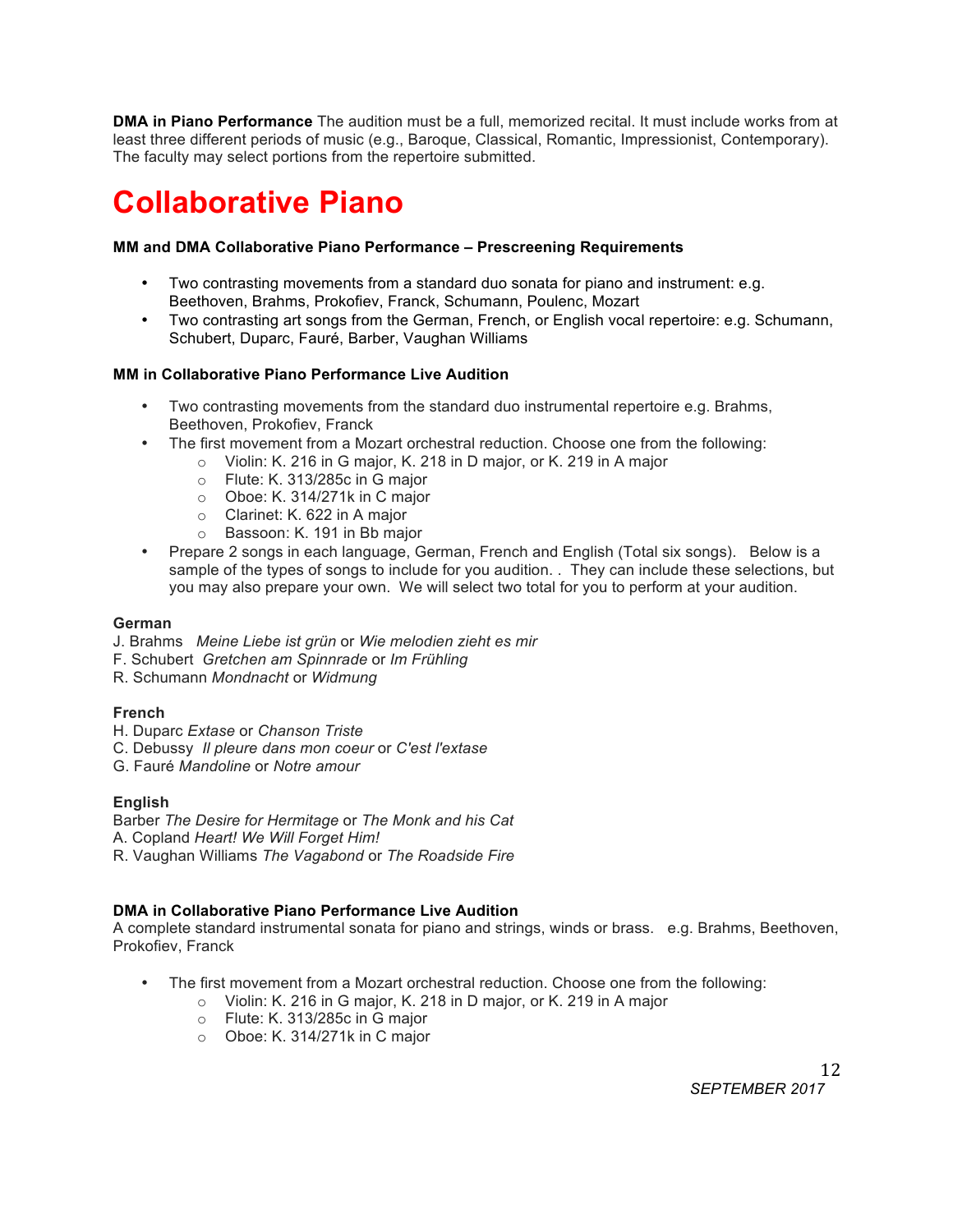**DMA in Piano Performance** The audition must be a full, memorized recital. It must include works from at least three different periods of music (e.g., Baroque, Classical, Romantic, Impressionist, Contemporary). The faculty may select portions from the repertoire submitted.

# Collaborative Piano

**MM and DMA Collaborative Piano Performance – Prescreening Requirements**

- Two contrasting movements from a standard duo sonata for piano and instrument: e.g. Beethoven, Brahms, Prokofiev, Franck, Schumann, Poulenc, Mozart
- Two contrasting art songs from the German, French, or English vocal repertoire: e.g. Schumann, Schubert, Duparc, Fauré, Barber, Vaughan Williams

**MM in Collaborative Piano Performance Live Audition**

- Two contrasting movements from the standard duo instrumental repertoire e.g. Brahms, Beethoven, Prokofiev, Franck
- The first movement from a Mozart orchestral reduction. Choose one from the following:
    - Violin: K. 216 in G major, K. 218 in D major, or K. 219 in A major
    - Flute: K. 313/285c in G major
    - Oboe: K. 314/271k in C major
    - Clarinet: K. 622 in A major
    - Bassoon: K. 191 in Bb major
- Prepare 2 songs in each language, German, French and English (Total six songs). Below is a sample of the types of songs to include for you audition. . They can include these selections, but you may also prepare your own. We will select two total for you to perform at your audition.

**German**
J. Brahms *Meine Liebe ist grün* or *Wie melodien zieht es mir*
F. Schubert *Gretchen am Spinnrade* or *Im Frühling*
R. Schumann *Mondnacht* or *Widmung*

**French**
H. Duparc *Extase* or *Chanson Triste*
C. Debussy *Il pleure dans mon coeur* or *C'est l'extase*
G. Fauré *Mandoline* or *Notre amour*

**English**
Barber *The Desire for Hermitage* or *The Monk and his Cat*
A. Copland *Heart! We Will Forget Him!*
R. Vaughan Williams *The Vagabond* or *The Roadside Fire*

**DMA in Collaborative Piano Performance Live Audition**
A complete standard instrumental sonata for piano and strings, winds or brass. e.g. Brahms, Beethoven, Prokofiev, Franck

- The first movement from a Mozart orchestral reduction. Choose one from the following:
    - Violin: K. 216 in G major, K. 218 in D major, or K. 219 in A major
    - Flute: K. 313/285c in G major
    - Oboe: K. 314/271k in C major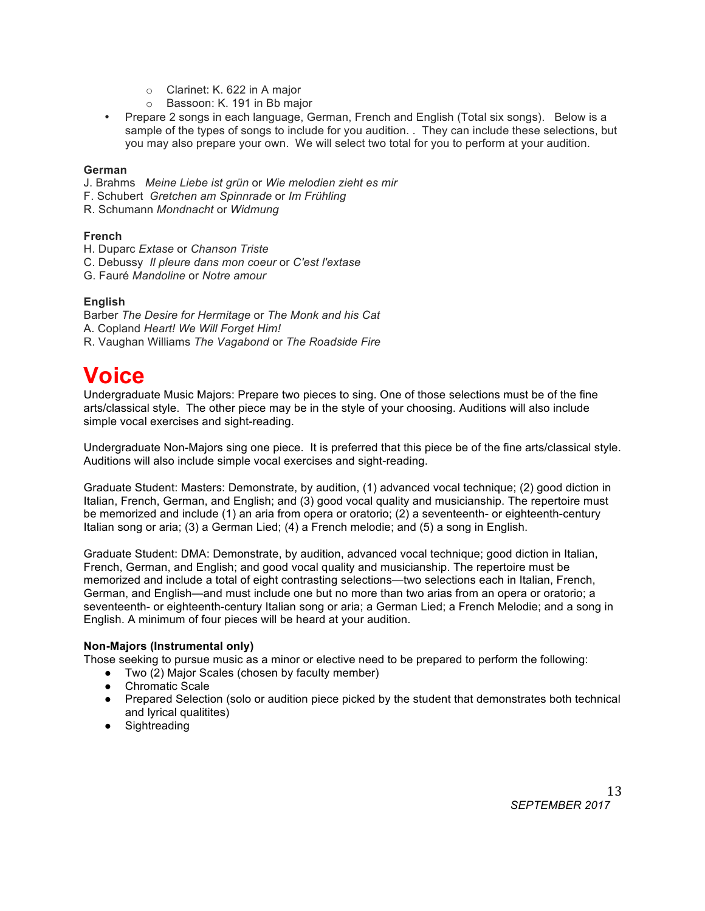- Clarinet: K. 622 in A major
  - Bassoon: K. 191 in Bb major
- Prepare 2 songs in each language, German, French and English (Total six songs). Below is a sample of the types of songs to include for you audition. . They can include these selections, but you may also prepare your own. We will select two total for you to perform at your audition.

**German**

J. Brahms *Meine Liebe ist grün* or *Wie melodien zieht es mir*
F. Schubert *Gretchen am Spinnrade* or *Im Frühling*
R. Schumann *Mondnacht* or *Widmung*

**French**

H. Duparc *Extase* or *Chanson Triste*
C. Debussy *Il pleure dans mon coeur* or *C'est l'extase*
G. Fauré *Mandoline* or *Notre amour*

**English**

Barber *The Desire for Hermitage* or *The Monk and his Cat*
A. Copland *Heart! We Will Forget Him!*
R. Vaughan Williams *The Vagabond* or *The Roadside Fire*

# Voice

Undergraduate Music Majors: Prepare two pieces to sing. One of those selections must be of the fine arts/classical style. The other piece may be in the style of your choosing. Auditions will also include simple vocal exercises and sight-reading.

Undergraduate Non-Majors sing one piece. It is preferred that this piece be of the fine arts/classical style. Auditions will also include simple vocal exercises and sight-reading.

Graduate Student: Masters: Demonstrate, by audition, (1) advanced vocal technique; (2) good diction in Italian, French, German, and English; and (3) good vocal quality and musicianship. The repertoire must be memorized and include (1) an aria from opera or oratorio; (2) a seventeenth- or eighteenth-century Italian song or aria; (3) a German Lied; (4) a French melodie; and (5) a song in English.

Graduate Student: DMA: Demonstrate, by audition, advanced vocal technique; good diction in Italian, French, German, and English; and good vocal quality and musicianship. The repertoire must be memorized and include a total of eight contrasting selections—two selections each in Italian, French, German, and English—and must include one but no more than two arias from an opera or oratorio; a seventeenth- or eighteenth-century Italian song or aria; a German Lied; a French Melodie; and a song in English. A minimum of four pieces will be heard at your audition.

**Non-Majors (Instrumental only)**

Those seeking to pursue music as a minor or elective need to be prepared to perform the following:

- Two (2) Major Scales (chosen by faculty member)
- Chromatic Scale
- Prepared Selection (solo or audition piece picked by the student that demonstrates both technical and lyrical qualitites)
- Sightreading

*SEPTEMBER 2017*